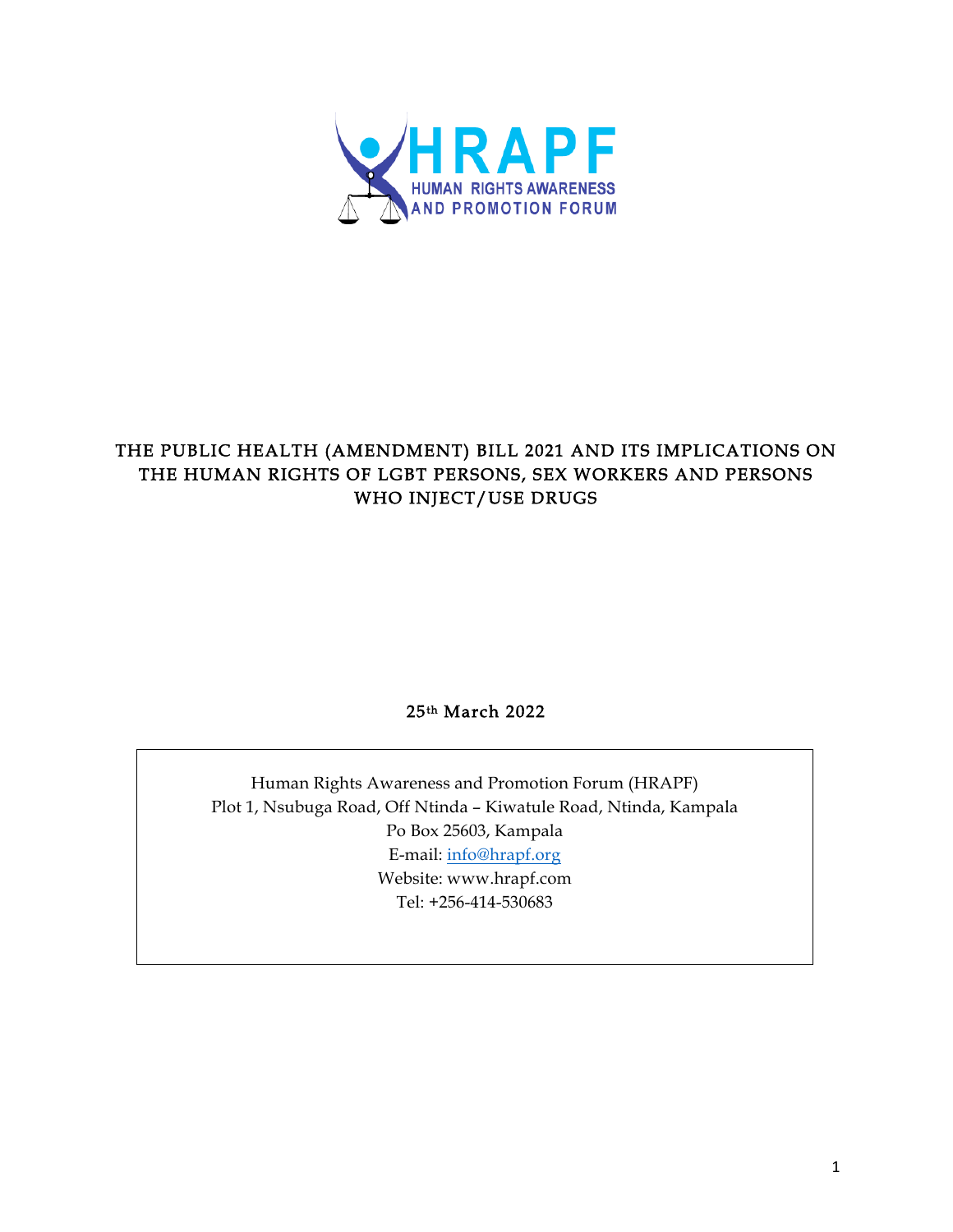HRAPF

HUMAN RIGHTS AWARENESS AND PROMOTION FORUM

# THE PUBLIC HEALTH (AMENDMENT) BILL 2021 AND ITS IMPLICATIONS ON THE HUMAN RIGHTS OF LGBT PERSONS, SEX WORKERS AND PERSONS WHO INJECT/USE DRUGS

25th March 2022

Human Rights Awareness and Promotion Forum (HRAPF)
Plot 1, Nsubuga Road, Off Ntinda – Kiwatule Road, Ntinda, Kampala
Po Box 25603, Kampala
E-mail: info@hrapf.org
Website: www.hrapf.com
Tel: +256-414-530683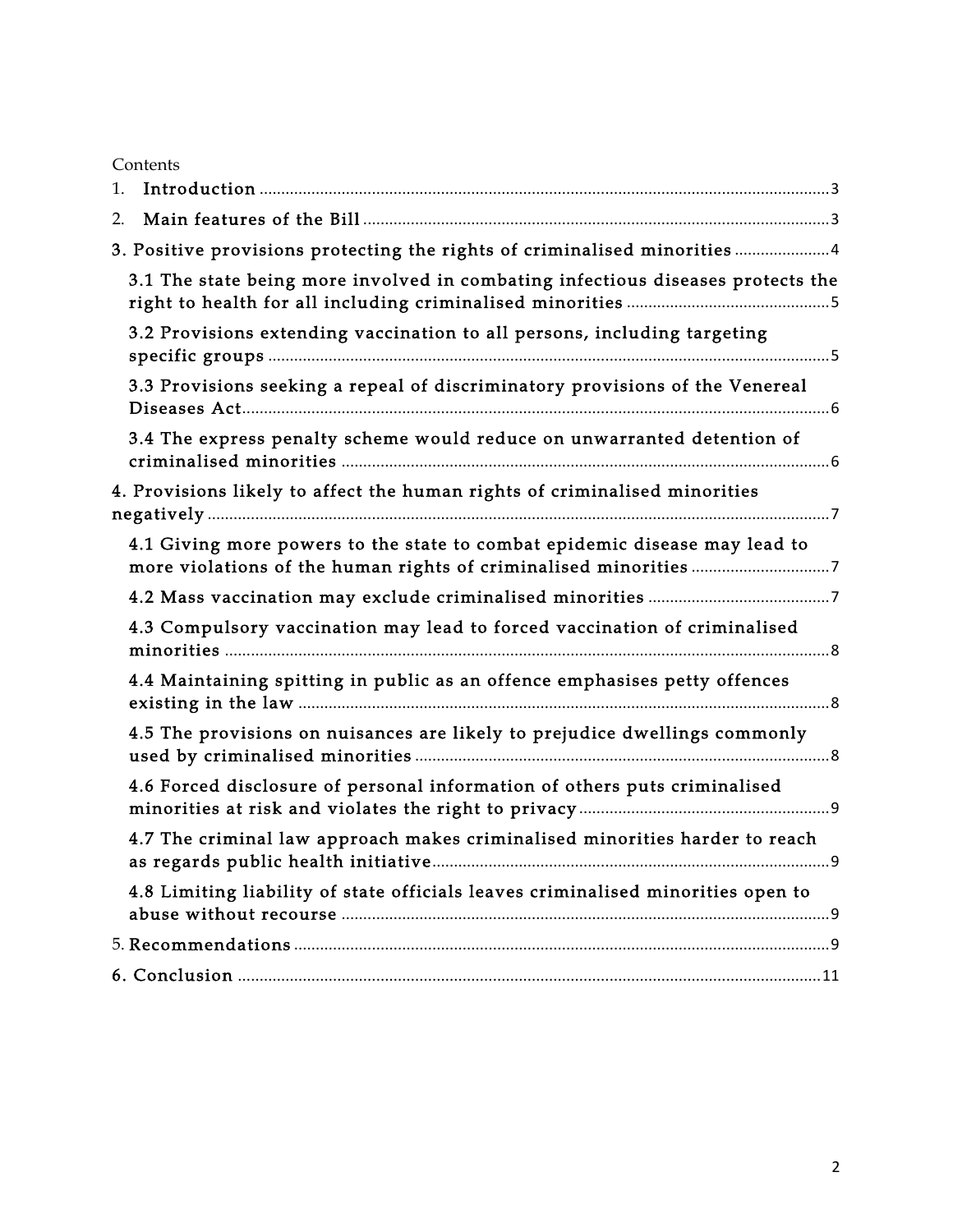Contents

1. **Introduction** ............ 3
2. **Main features of the Bill** ............ 3

3. Positive provisions protecting the rights of criminalised minorities ............ 4

- 3.1 The state being more involved in combating infectious diseases protects the right to health for all including criminalised minorities ............ 5
- 3.2 Provisions extending vaccination to all persons, including targeting specific groups ............ 5
- 3.3 Provisions seeking a repeal of discriminatory provisions of the Venereal Diseases Act ............ 6
- 3.4 The express penalty scheme would reduce on unwarranted detention of criminalised minorities ............ 6

4. Provisions likely to affect the human rights of criminalised minorities negatively ............ 7

- 4.1 Giving more powers to the state to combat epidemic disease may lead to more violations of the human rights of criminalised minorities ............ 7
- 4.2 Mass vaccination may exclude criminalised minorities ............ 7
- 4.3 Compulsory vaccination may lead to forced vaccination of criminalised minorities ............ 8
- 4.4 Maintaining spitting in public as an offence emphasises petty offences existing in the law ............ 8
- 4.5 The provisions on nuisances are likely to prejudice dwellings commonly used by criminalised minorities ............ 8
- 4.6 Forced disclosure of personal information of others puts criminalised minorities at risk and violates the right to privacy ............ 9
- 4.7 The criminal law approach makes criminalised minorities harder to reach as regards public health initiative ............ 9
- 4.8 Limiting liability of state officials leaves criminalised minorities open to abuse without recourse ............ 9

5. Recommendations ............ 9

6. Conclusion ............ 11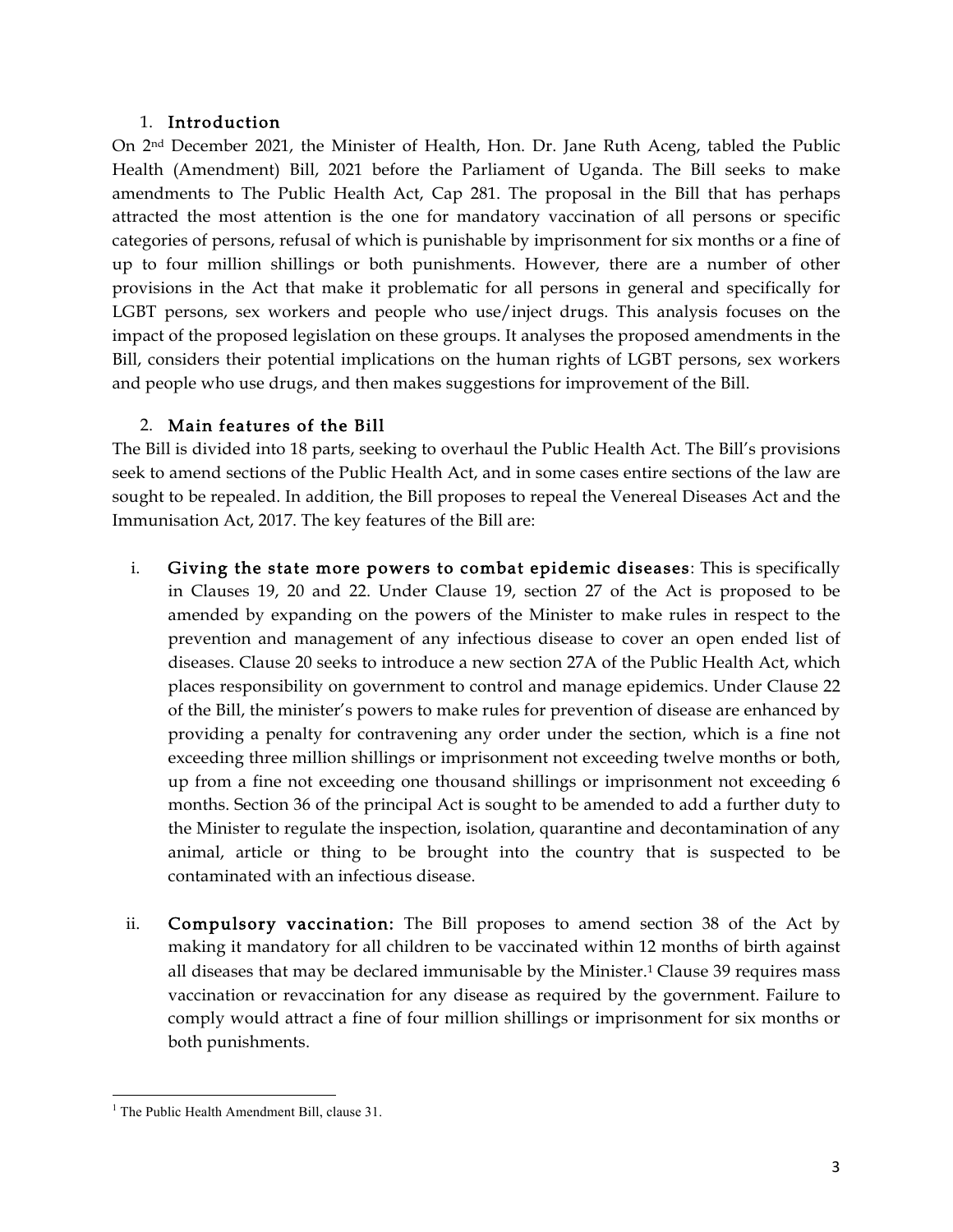## 1. Introduction

On 2nd December 2021, the Minister of Health, Hon. Dr. Jane Ruth Aceng, tabled the Public Health (Amendment) Bill, 2021 before the Parliament of Uganda. The Bill seeks to make amendments to The Public Health Act, Cap 281. The proposal in the Bill that has perhaps attracted the most attention is the one for mandatory vaccination of all persons or specific categories of persons, refusal of which is punishable by imprisonment for six months or a fine of up to four million shillings or both punishments. However, there are a number of other provisions in the Act that make it problematic for all persons in general and specifically for LGBT persons, sex workers and people who use/inject drugs. This analysis focuses on the impact of the proposed legislation on these groups. It analyses the proposed amendments in the Bill, considers their potential implications on the human rights of LGBT persons, sex workers and people who use drugs, and then makes suggestions for improvement of the Bill.

## 2. Main features of the Bill

The Bill is divided into 18 parts, seeking to overhaul the Public Health Act. The Bill's provisions seek to amend sections of the Public Health Act, and in some cases entire sections of the law are sought to be repealed. In addition, the Bill proposes to repeal the Venereal Diseases Act and the Immunisation Act, 2017. The key features of the Bill are:

i. **Giving the state more powers to combat epidemic diseases**: This is specifically in Clauses 19, 20 and 22. Under Clause 19, section 27 of the Act is proposed to be amended by expanding on the powers of the Minister to make rules in respect to the prevention and management of any infectious disease to cover an open ended list of diseases. Clause 20 seeks to introduce a new section 27A of the Public Health Act, which places responsibility on government to control and manage epidemics. Under Clause 22 of the Bill, the minister's powers to make rules for prevention of disease are enhanced by providing a penalty for contravening any order under the section, which is a fine not exceeding three million shillings or imprisonment not exceeding twelve months or both, up from a fine not exceeding one thousand shillings or imprisonment not exceeding 6 months. Section 36 of the principal Act is sought to be amended to add a further duty to the Minister to regulate the inspection, isolation, quarantine and decontamination of any animal, article or thing to be brought into the country that is suspected to be contaminated with an infectious disease.

ii. **Compulsory vaccination:** The Bill proposes to amend section 38 of the Act by making it mandatory for all children to be vaccinated within 12 months of birth against all diseases that may be declared immunisable by the Minister.[1] Clause 39 requires mass vaccination or revaccination for any disease as required by the government. Failure to comply would attract a fine of four million shillings or imprisonment for six months or both punishments.

---

[1] The Public Health Amendment Bill, clause 31.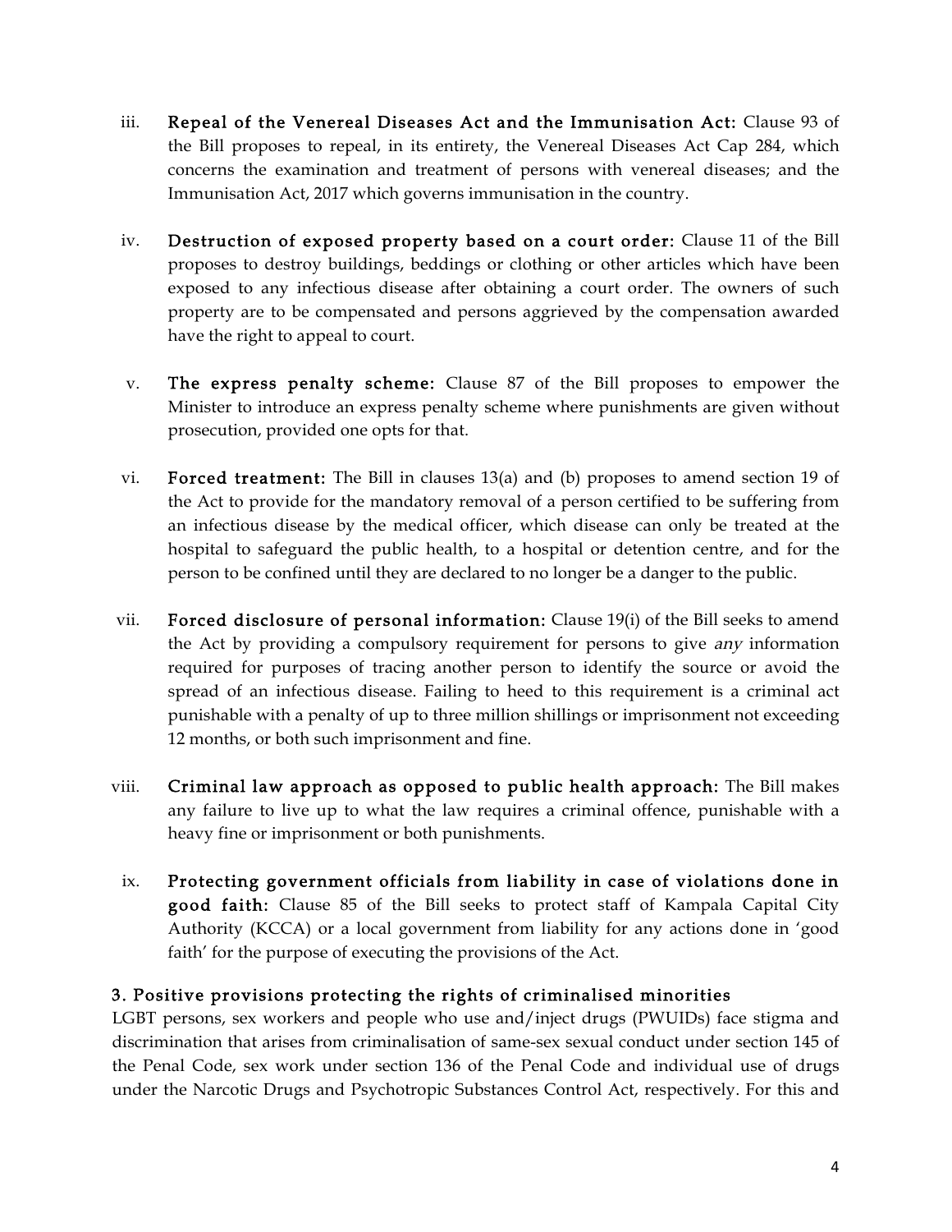iii. **Repeal of the Venereal Diseases Act and the Immunisation Act:** Clause 93 of the Bill proposes to repeal, in its entirety, the Venereal Diseases Act Cap 284, which concerns the examination and treatment of persons with venereal diseases; and the Immunisation Act, 2017 which governs immunisation in the country.

iv. **Destruction of exposed property based on a court order:** Clause 11 of the Bill proposes to destroy buildings, beddings or clothing or other articles which have been exposed to any infectious disease after obtaining a court order. The owners of such property are to be compensated and persons aggrieved by the compensation awarded have the right to appeal to court.

v. **The express penalty scheme:** Clause 87 of the Bill proposes to empower the Minister to introduce an express penalty scheme where punishments are given without prosecution, provided one opts for that.

vi. **Forced treatment:** The Bill in clauses 13(a) and (b) proposes to amend section 19 of the Act to provide for the mandatory removal of a person certified to be suffering from an infectious disease by the medical officer, which disease can only be treated at the hospital to safeguard the public health, to a hospital or detention centre, and for the person to be confined until they are declared to no longer be a danger to the public.

vii. **Forced disclosure of personal information:** Clause 19(i) of the Bill seeks to amend the Act by providing a compulsory requirement for persons to give *any* information required for purposes of tracing another person to identify the source or avoid the spread of an infectious disease. Failing to heed to this requirement is a criminal act punishable with a penalty of up to three million shillings or imprisonment not exceeding 12 months, or both such imprisonment and fine.

viii. **Criminal law approach as opposed to public health approach:** The Bill makes any failure to live up to what the law requires a criminal offence, punishable with a heavy fine or imprisonment or both punishments.

ix. **Protecting government officials from liability in case of violations done in good faith:** Clause 85 of the Bill seeks to protect staff of Kampala Capital City Authority (KCCA) or a local government from liability for any actions done in 'good faith' for the purpose of executing the provisions of the Act.

## 3. Positive provisions protecting the rights of criminalised minorities

LGBT persons, sex workers and people who use and/inject drugs (PWUIDs) face stigma and discrimination that arises from criminalisation of same-sex sexual conduct under section 145 of the Penal Code, sex work under section 136 of the Penal Code and individual use of drugs under the Narcotic Drugs and Psychotropic Substances Control Act, respectively. For this and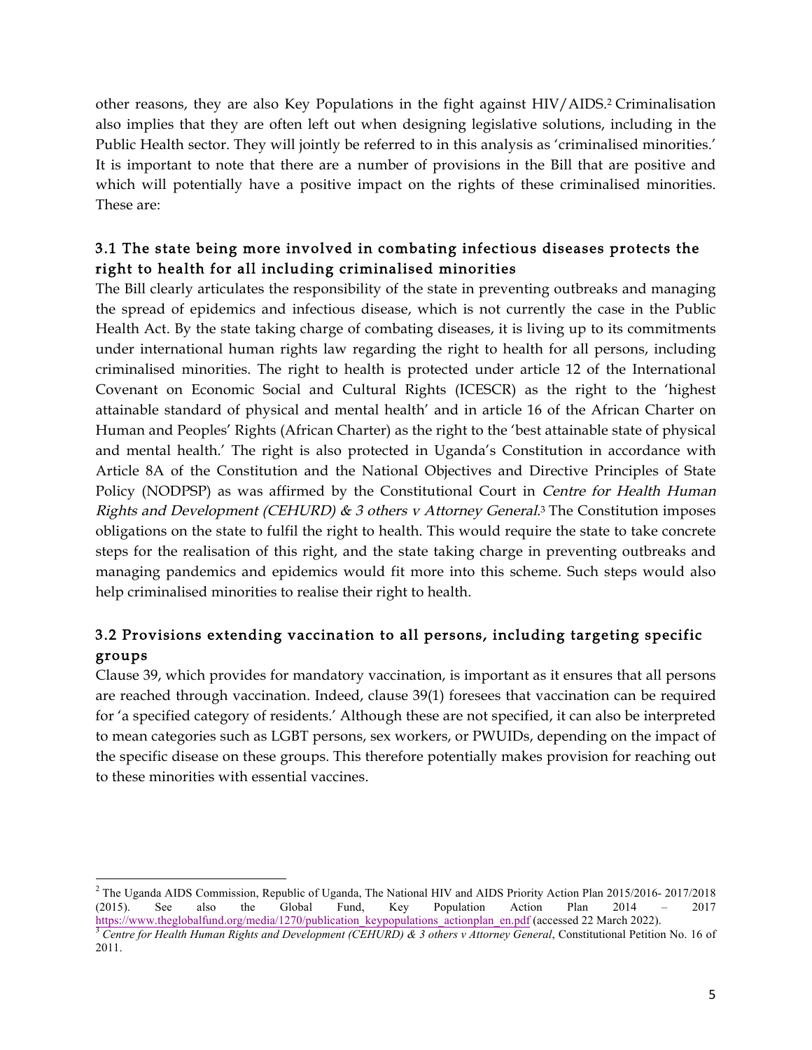other reasons, they are also Key Populations in the fight against HIV/AIDS.[2] Criminalisation also implies that they are often left out when designing legislative solutions, including in the Public Health sector. They will jointly be referred to in this analysis as 'criminalised minorities.' It is important to note that there are a number of provisions in the Bill that are positive and which will potentially have a positive impact on the rights of these criminalised minorities. These are:

### 3.1 The state being more involved in combating infectious diseases protects the right to health for all including criminalised minorities

The Bill clearly articulates the responsibility of the state in preventing outbreaks and managing the spread of epidemics and infectious disease, which is not currently the case in the Public Health Act. By the state taking charge of combating diseases, it is living up to its commitments under international human rights law regarding the right to health for all persons, including criminalised minorities. The right to health is protected under article 12 of the International Covenant on Economic Social and Cultural Rights (ICESCR) as the right to the 'highest attainable standard of physical and mental health' and in article 16 of the African Charter on Human and Peoples' Rights (African Charter) as the right to the 'best attainable state of physical and mental health.' The right is also protected in Uganda's Constitution in accordance with Article 8A of the Constitution and the National Objectives and Directive Principles of State Policy (NODPSP) as was affirmed by the Constitutional Court in *Centre for Health Human Rights and Development (CEHURD) & 3 others v Attorney General*.[3] The Constitution imposes obligations on the state to fulfil the right to health. This would require the state to take concrete steps for the realisation of this right, and the state taking charge in preventing outbreaks and managing pandemics and epidemics would fit more into this scheme. Such steps would also help criminalised minorities to realise their right to health.

### 3.2 Provisions extending vaccination to all persons, including targeting specific groups

Clause 39, which provides for mandatory vaccination, is important as it ensures that all persons are reached through vaccination. Indeed, clause 39(1) foresees that vaccination can be required for 'a specified category of residents.' Although these are not specified, it can also be interpreted to mean categories such as LGBT persons, sex workers, or PWUIDs, depending on the impact of the specific disease on these groups. This therefore potentially makes provision for reaching out to these minorities with essential vaccines.

---

[2] The Uganda AIDS Commission, Republic of Uganda, The National HIV and AIDS Priority Action Plan 2015/2016- 2017/2018 (2015). See also the Global Fund, Key Population Action Plan 2014 – 2017 https://www.theglobalfund.org/media/1270/publication_keypopulations_actionplan_en.pdf (accessed 22 March 2022).

[3] *Centre for Health Human Rights and Development (CEHURD) & 3 others v Attorney General*, Constitutional Petition No. 16 of 2011.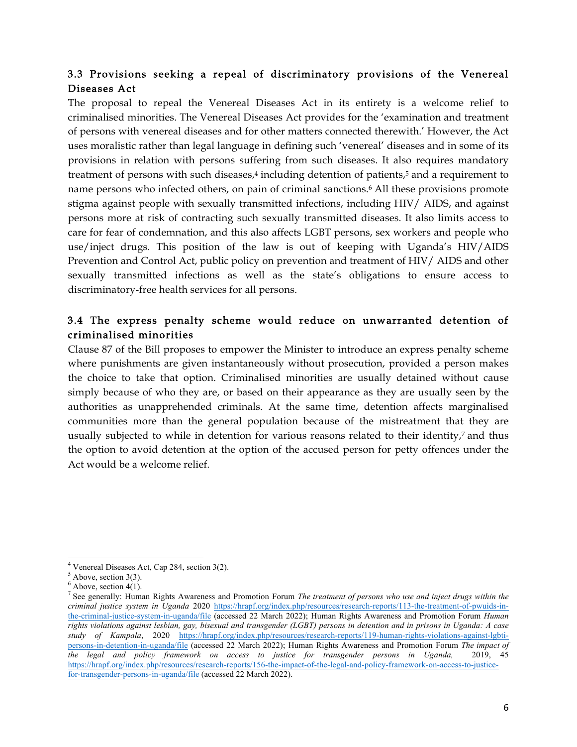### 3.3 Provisions seeking a repeal of discriminatory provisions of the Venereal Diseases Act

The proposal to repeal the Venereal Diseases Act in its entirety is a welcome relief to criminalised minorities. The Venereal Diseases Act provides for the 'examination and treatment of persons with venereal diseases and for other matters connected therewith.' However, the Act uses moralistic rather than legal language in defining such 'venereal' diseases and in some of its provisions in relation with persons suffering from such diseases. It also requires mandatory treatment of persons with such diseases,[4] including detention of patients,[5] and a requirement to name persons who infected others, on pain of criminal sanctions.[6] All these provisions promote stigma against people with sexually transmitted infections, including HIV/ AIDS, and against persons more at risk of contracting such sexually transmitted diseases. It also limits access to care for fear of condemnation, and this also affects LGBT persons, sex workers and people who use/inject drugs. This position of the law is out of keeping with Uganda's HIV/AIDS Prevention and Control Act, public policy on prevention and treatment of HIV/ AIDS and other sexually transmitted infections as well as the state's obligations to ensure access to discriminatory-free health services for all persons.

### 3.4 The express penalty scheme would reduce on unwarranted detention of criminalised minorities

Clause 87 of the Bill proposes to empower the Minister to introduce an express penalty scheme where punishments are given instantaneously without prosecution, provided a person makes the choice to take that option. Criminalised minorities are usually detained without cause simply because of who they are, or based on their appearance as they are usually seen by the authorities as unapprehended criminals. At the same time, detention affects marginalised communities more than the general population because of the mistreatment that they are usually subjected to while in detention for various reasons related to their identity,[7] and thus the option to avoid detention at the option of the accused person for petty offences under the Act would be a welcome relief.

---

[4] Venereal Diseases Act, Cap 284, section 3(2).

[5] Above, section 3(3).

[6] Above, section 4(1).

[7] See generally: Human Rights Awareness and Promotion Forum *The treatment of persons who use and inject drugs within the criminal justice system in Uganda* 2020 https://hrapf.org/index.php/resources/research-reports/113-the-treatment-of-pwuids-in-the-criminal-justice-system-in-uganda/file (accessed 22 March 2022); Human Rights Awareness and Promotion Forum *Human rights violations against lesbian, gay, bisexual and transgender (LGBT) persons in detention and in prisons in Uganda: A case study of Kampala*, 2020 https://hrapf.org/index.php/resources/research-reports/119-human-rights-violations-against-lgbti-persons-in-detention-in-uganda/file (accessed 22 March 2022); Human Rights Awareness and Promotion Forum *The impact of the legal and policy framework on access to justice for transgender persons in Uganda,* 2019, 45 https://hrapf.org/index.php/resources/research-reports/156-the-impact-of-the-legal-and-policy-framework-on-access-to-justice-for-transgender-persons-in-uganda/file (accessed 22 March 2022).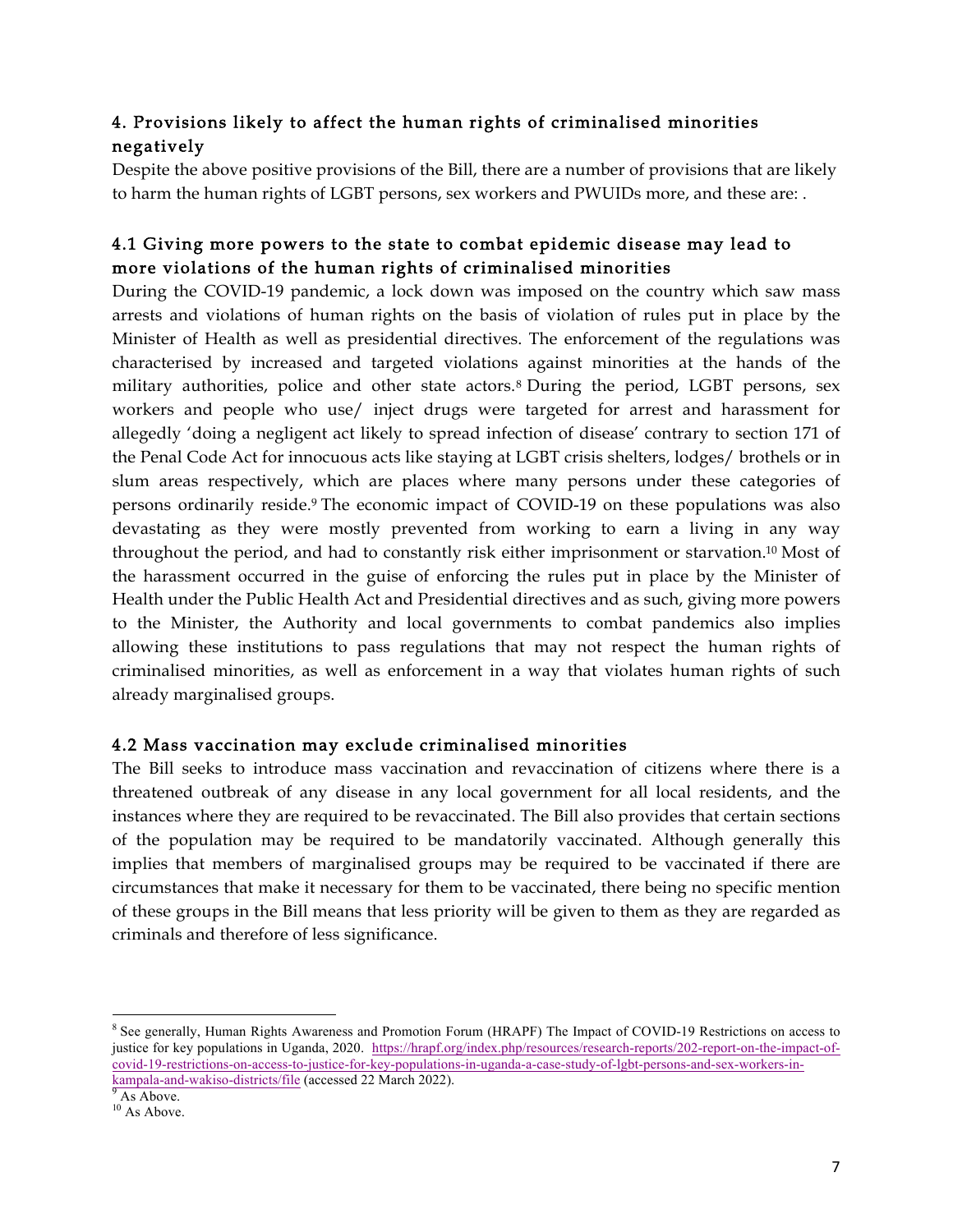## 4. Provisions likely to affect the human rights of criminalised minorities negatively

Despite the above positive provisions of the Bill, there are a number of provisions that are likely to harm the human rights of LGBT persons, sex workers and PWUIDs more, and these are: .

### 4.1 Giving more powers to the state to combat epidemic disease may lead to more violations of the human rights of criminalised minorities

During the COVID-19 pandemic, a lock down was imposed on the country which saw mass arrests and violations of human rights on the basis of violation of rules put in place by the Minister of Health as well as presidential directives. The enforcement of the regulations was characterised by increased and targeted violations against minorities at the hands of the military authorities, police and other state actors.[8] During the period, LGBT persons, sex workers and people who use/ inject drugs were targeted for arrest and harassment for allegedly 'doing a negligent act likely to spread infection of disease' contrary to section 171 of the Penal Code Act for innocuous acts like staying at LGBT crisis shelters, lodges/ brothels or in slum areas respectively, which are places where many persons under these categories of persons ordinarily reside.[9] The economic impact of COVID-19 on these populations was also devastating as they were mostly prevented from working to earn a living in any way throughout the period, and had to constantly risk either imprisonment or starvation.[10] Most of the harassment occurred in the guise of enforcing the rules put in place by the Minister of Health under the Public Health Act and Presidential directives and as such, giving more powers to the Minister, the Authority and local governments to combat pandemics also implies allowing these institutions to pass regulations that may not respect the human rights of criminalised minorities, as well as enforcement in a way that violates human rights of such already marginalised groups.

### 4.2 Mass vaccination may exclude criminalised minorities

The Bill seeks to introduce mass vaccination and revaccination of citizens where there is a threatened outbreak of any disease in any local government for all local residents, and the instances where they are required to be revaccinated. The Bill also provides that certain sections of the population may be required to be mandatorily vaccinated. Although generally this implies that members of marginalised groups may be required to be vaccinated if there are circumstances that make it necessary for them to be vaccinated, there being no specific mention of these groups in the Bill means that less priority will be given to them as they are regarded as criminals and therefore of less significance.

---

[8] See generally, Human Rights Awareness and Promotion Forum (HRAPF) The Impact of COVID-19 Restrictions on access to justice for key populations in Uganda, 2020. https://hrapf.org/index.php/resources/research-reports/202-report-on-the-impact-of-covid-19-restrictions-on-access-to-justice-for-key-populations-in-uganda-a-case-study-of-lgbt-persons-and-sex-workers-in-kampala-and-wakiso-districts/file (accessed 22 March 2022).

[9] As Above.

[10] As Above.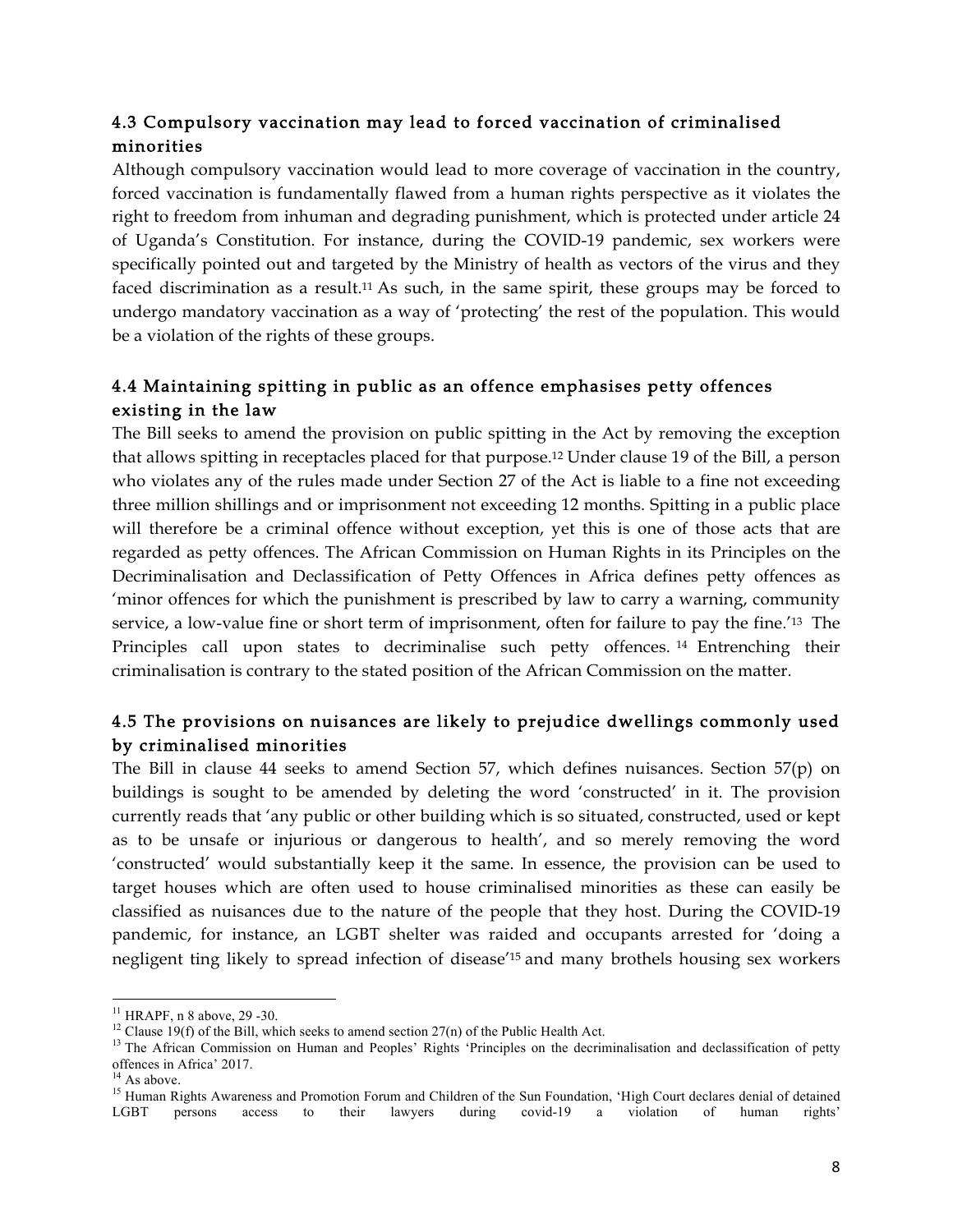### 4.3 Compulsory vaccination may lead to forced vaccination of criminalised minorities

Although compulsory vaccination would lead to more coverage of vaccination in the country, forced vaccination is fundamentally flawed from a human rights perspective as it violates the right to freedom from inhuman and degrading punishment, which is protected under article 24 of Uganda's Constitution. For instance, during the COVID-19 pandemic, sex workers were specifically pointed out and targeted by the Ministry of health as vectors of the virus and they faced discrimination as a result.[11] As such, in the same spirit, these groups may be forced to undergo mandatory vaccination as a way of 'protecting' the rest of the population. This would be a violation of the rights of these groups.

### 4.4 Maintaining spitting in public as an offence emphasises petty offences existing in the law

The Bill seeks to amend the provision on public spitting in the Act by removing the exception that allows spitting in receptacles placed for that purpose.[12] Under clause 19 of the Bill, a person who violates any of the rules made under Section 27 of the Act is liable to a fine not exceeding three million shillings and or imprisonment not exceeding 12 months. Spitting in a public place will therefore be a criminal offence without exception, yet this is one of those acts that are regarded as petty offences. The African Commission on Human Rights in its Principles on the Decriminalisation and Declassification of Petty Offences in Africa defines petty offences as 'minor offences for which the punishment is prescribed by law to carry a warning, community service, a low-value fine or short term of imprisonment, often for failure to pay the fine.'[13] The Principles call upon states to decriminalise such petty offences.[14] Entrenching their criminalisation is contrary to the stated position of the African Commission on the matter.

### 4.5 The provisions on nuisances are likely to prejudice dwellings commonly used by criminalised minorities

The Bill in clause 44 seeks to amend Section 57, which defines nuisances. Section 57(p) on buildings is sought to be amended by deleting the word 'constructed' in it. The provision currently reads that 'any public or other building which is so situated, constructed, used or kept as to be unsafe or injurious or dangerous to health', and so merely removing the word 'constructed' would substantially keep it the same. In essence, the provision can be used to target houses which are often used to house criminalised minorities as these can easily be classified as nuisances due to the nature of the people that they host. During the COVID-19 pandemic, for instance, an LGBT shelter was raided and occupants arrested for 'doing a negligent ting likely to spread infection of disease'[15] and many brothels housing sex workers

---

[11] HRAPF, n 8 above, 29 -30.

[12] Clause 19(f) of the Bill, which seeks to amend section 27(n) of the Public Health Act.

[13] The African Commission on Human and Peoples' Rights 'Principles on the decriminalisation and declassification of petty offences in Africa' 2017.

[14] As above.

[15] Human Rights Awareness and Promotion Forum and Children of the Sun Foundation, 'High Court declares denial of detained LGBT persons access to their lawyers during covid-19 a violation of human rights'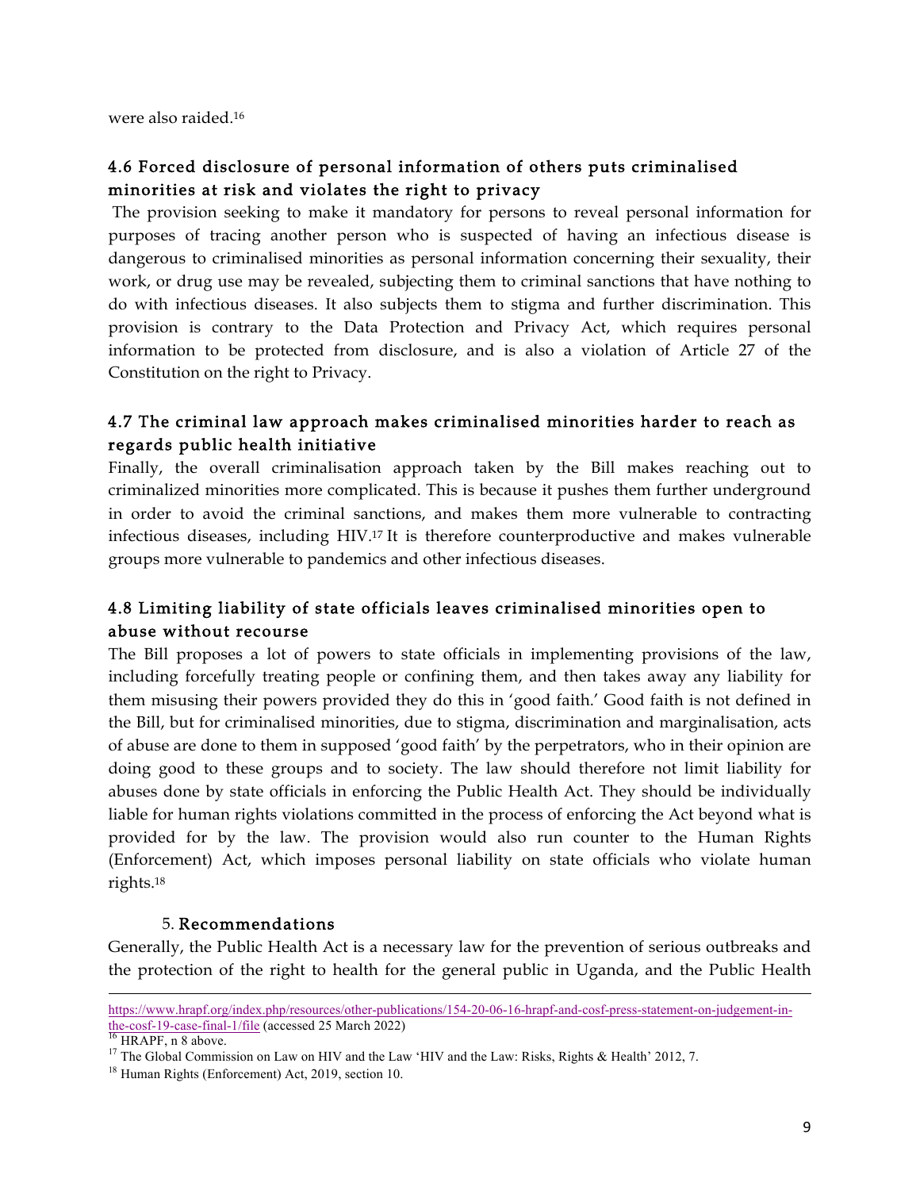were also raided.[16]

### 4.6 Forced disclosure of personal information of others puts criminalised minorities at risk and violates the right to privacy

The provision seeking to make it mandatory for persons to reveal personal information for purposes of tracing another person who is suspected of having an infectious disease is dangerous to criminalised minorities as personal information concerning their sexuality, their work, or drug use may be revealed, subjecting them to criminal sanctions that have nothing to do with infectious diseases. It also subjects them to stigma and further discrimination. This provision is contrary to the Data Protection and Privacy Act, which requires personal information to be protected from disclosure, and is also a violation of Article 27 of the Constitution on the right to Privacy.

### 4.7 The criminal law approach makes criminalised minorities harder to reach as regards public health initiative

Finally, the overall criminalisation approach taken by the Bill makes reaching out to criminalized minorities more complicated. This is because it pushes them further underground in order to avoid the criminal sanctions, and makes them more vulnerable to contracting infectious diseases, including HIV.[17] It is therefore counterproductive and makes vulnerable groups more vulnerable to pandemics and other infectious diseases.

### 4.8 Limiting liability of state officials leaves criminalised minorities open to abuse without recourse

The Bill proposes a lot of powers to state officials in implementing provisions of the law, including forcefully treating people or confining them, and then takes away any liability for them misusing their powers provided they do this in 'good faith.' Good faith is not defined in the Bill, but for criminalised minorities, due to stigma, discrimination and marginalisation, acts of abuse are done to them in supposed 'good faith' by the perpetrators, who in their opinion are doing good to these groups and to society. The law should therefore not limit liability for abuses done by state officials in enforcing the Public Health Act. They should be individually liable for human rights violations committed in the process of enforcing the Act beyond what is provided for by the law. The provision would also run counter to the Human Rights (Enforcement) Act, which imposes personal liability on state officials who violate human rights.[18]

## 5. Recommendations

Generally, the Public Health Act is a necessary law for the prevention of serious outbreaks and the protection of the right to health for the general public in Uganda, and the Public Health

---

https://www.hrapf.org/index.php/resources/other-publications/154-20-06-16-hrapf-and-cosf-press-statement-on-judgement-in-the-cosf-19-case-final-1/file (accessed 25 March 2022)

[16] HRAPF, n 8 above.

[17] The Global Commission on Law on HIV and the Law 'HIV and the Law: Risks, Rights & Health' 2012, 7.

[18] Human Rights (Enforcement) Act, 2019, section 10.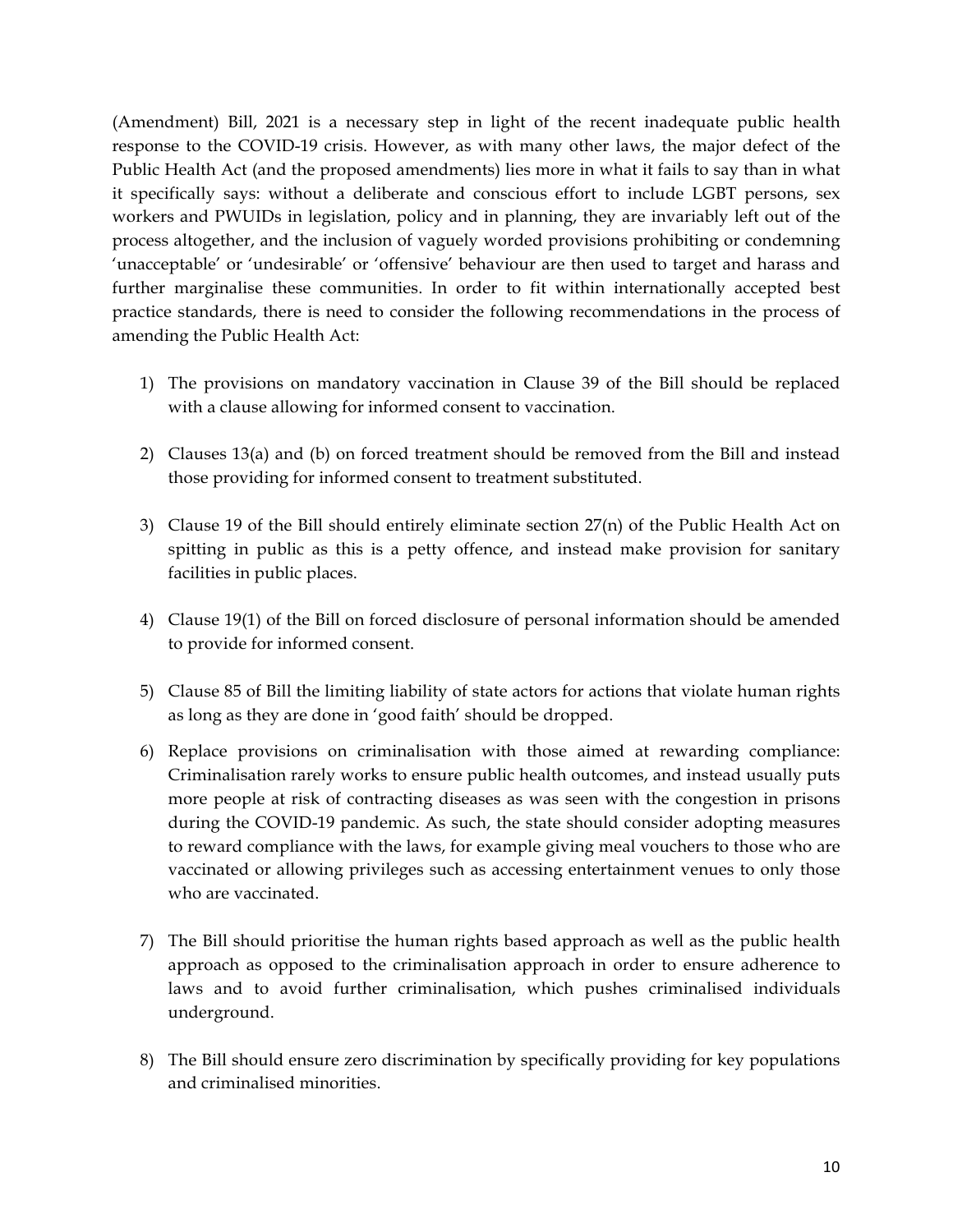(Amendment) Bill, 2021 is a necessary step in light of the recent inadequate public health response to the COVID-19 crisis. However, as with many other laws, the major defect of the Public Health Act (and the proposed amendments) lies more in what it fails to say than in what it specifically says: without a deliberate and conscious effort to include LGBT persons, sex workers and PWUIDs in legislation, policy and in planning, they are invariably left out of the process altogether, and the inclusion of vaguely worded provisions prohibiting or condemning 'unacceptable' or 'undesirable' or 'offensive' behaviour are then used to target and harass and further marginalise these communities. In order to fit within internationally accepted best practice standards, there is need to consider the following recommendations in the process of amending the Public Health Act:

1) The provisions on mandatory vaccination in Clause 39 of the Bill should be replaced with a clause allowing for informed consent to vaccination.

2) Clauses 13(a) and (b) on forced treatment should be removed from the Bill and instead those providing for informed consent to treatment substituted.

3) Clause 19 of the Bill should entirely eliminate section 27(n) of the Public Health Act on spitting in public as this is a petty offence, and instead make provision for sanitary facilities in public places.

4) Clause 19(1) of the Bill on forced disclosure of personal information should be amended to provide for informed consent.

5) Clause 85 of Bill the limiting liability of state actors for actions that violate human rights as long as they are done in 'good faith' should be dropped.

6) Replace provisions on criminalisation with those aimed at rewarding compliance: Criminalisation rarely works to ensure public health outcomes, and instead usually puts more people at risk of contracting diseases as was seen with the congestion in prisons during the COVID-19 pandemic. As such, the state should consider adopting measures to reward compliance with the laws, for example giving meal vouchers to those who are vaccinated or allowing privileges such as accessing entertainment venues to only those who are vaccinated.

7) The Bill should prioritise the human rights based approach as well as the public health approach as opposed to the criminalisation approach in order to ensure adherence to laws and to avoid further criminalisation, which pushes criminalised individuals underground.

8) The Bill should ensure zero discrimination by specifically providing for key populations and criminalised minorities.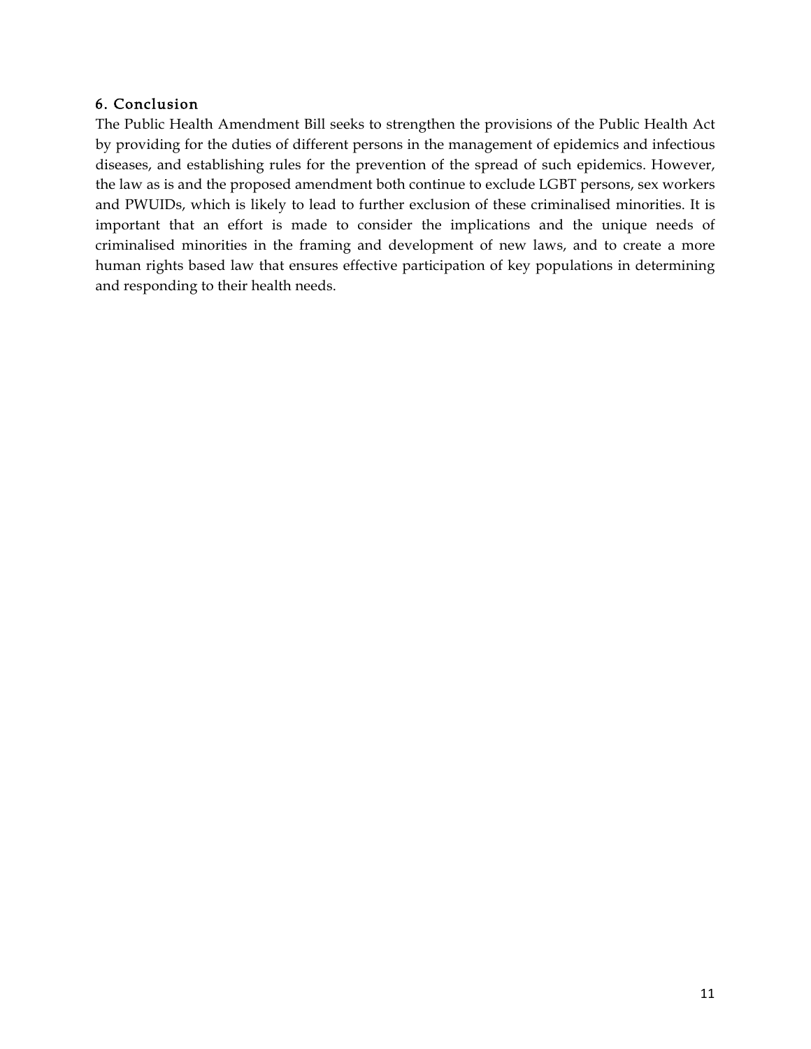## 6. Conclusion

The Public Health Amendment Bill seeks to strengthen the provisions of the Public Health Act by providing for the duties of different persons in the management of epidemics and infectious diseases, and establishing rules for the prevention of the spread of such epidemics. However, the law as is and the proposed amendment both continue to exclude LGBT persons, sex workers and PWUIDs, which is likely to lead to further exclusion of these criminalised minorities. It is important that an effort is made to consider the implications and the unique needs of criminalised minorities in the framing and development of new laws, and to create a more human rights based law that ensures effective participation of key populations in determining and responding to their health needs.